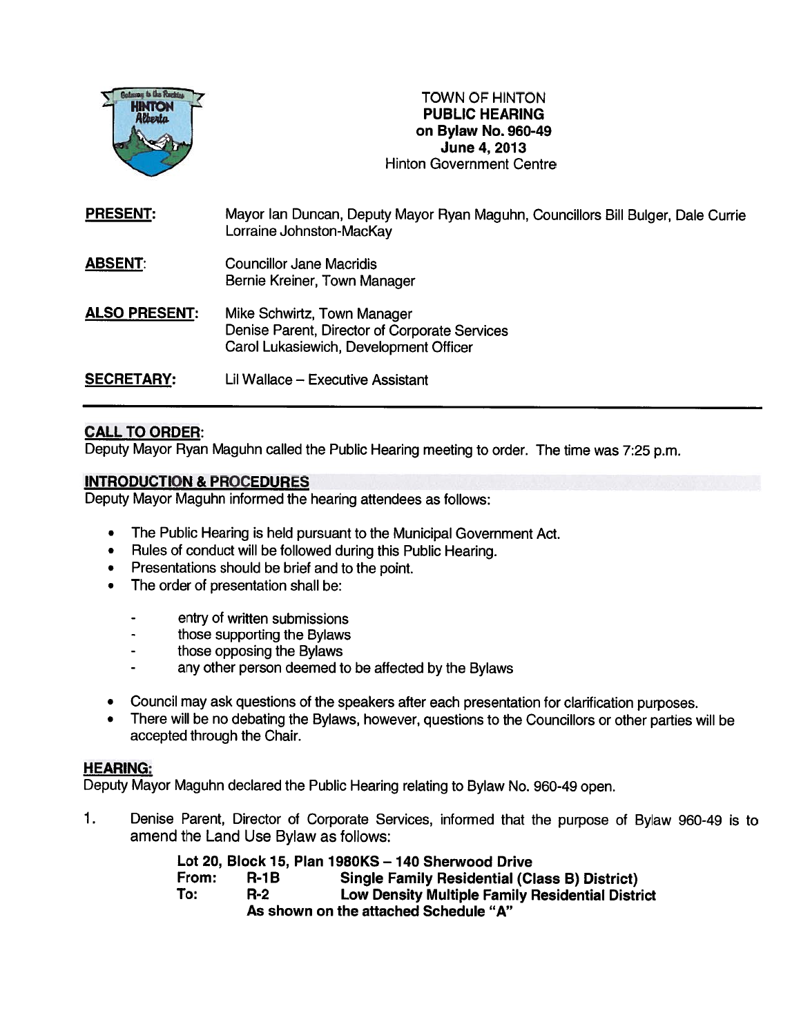TOWN OF HINTON
**PUBLIC HEARING**
**on Bylaw No. 960-49**
**June 4, 2013**
Hinton Government Centre

**PRESENT:** Mayor Ian Duncan, Deputy Mayor Ryan Maguhn, Councillors Bill Bulger, Dale Currie Lorraine Johnston-MacKay

**ABSENT:** Councillor Jane Macridis
Bernie Kreiner, Town Manager

**ALSO PRESENT:** Mike Schwirtz, Town Manager
Denise Parent, Director of Corporate Services
Carol Lukasiewich, Development Officer

**SECRETARY:** Lil Wallace – Executive Assistant

## CALL TO ORDER:

Deputy Mayor Ryan Maguhn called the Public Hearing meeting to order. The time was 7:25 p.m.

## INTRODUCTION & PROCEDURES

Deputy Mayor Maguhn informed the hearing attendees as follows:

- The Public Hearing is held pursuant to the Municipal Government Act.
- Rules of conduct will be followed during this Public Hearing.
- Presentations should be brief and to the point.
- The order of presentation shall be:
    - entry of written submissions
    - those supporting the Bylaws
    - those opposing the Bylaws
    - any other person deemed to be affected by the Bylaws
- Council may ask questions of the speakers after each presentation for clarification purposes.
- There will be no debating the Bylaws, however, questions to the Councillors or other parties will be accepted through the Chair.

## HEARING:

Deputy Mayor Maguhn declared the Public Hearing relating to Bylaw No. 960-49 open.

1. Denise Parent, Director of Corporate Services, informed that the purpose of Bylaw 960-49 is to amend the Land Use Bylaw as follows:

    **Lot 20, Block 15, Plan 1980KS – 140 Sherwood Drive**
    **From: R-1B Single Family Residential (Class B) District)**
    **To: R-2 Low Density Multiple Family Residential District**
    **As shown on the attached Schedule "A"**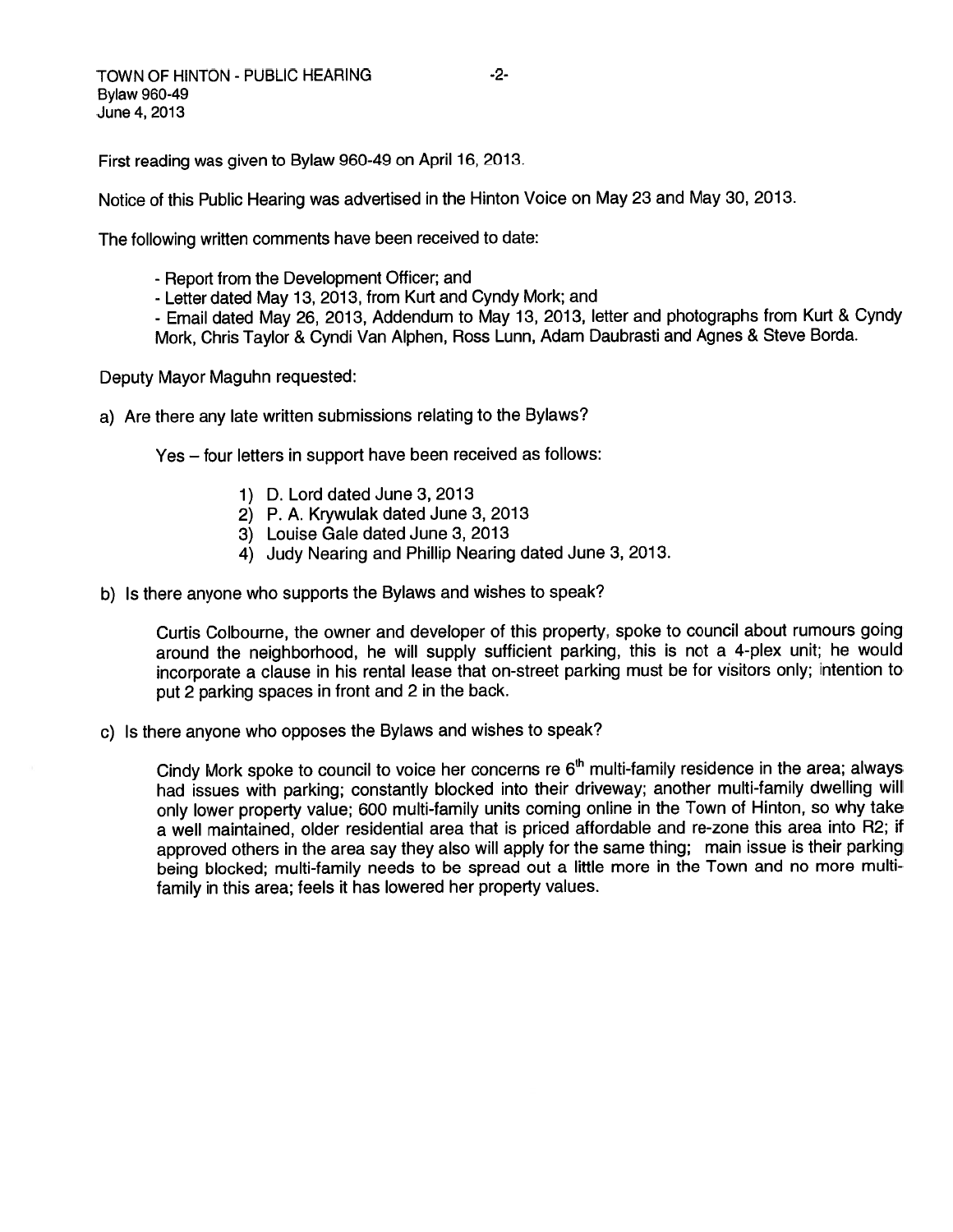First reading was given to Bylaw 960-49 on April 16, 2013.

Notice of this Public Hearing was advertised in the Hinton Voice on May 23 and May 30, 2013.

The following written comments have been received to date:

- Report from the Development Officer; and
- Letter dated May 13, 2013, from Kurt and Cyndy Mork; and
- Email dated May 26, 2013, Addendum to May 13, 2013, letter and photographs from Kurt & Cyndy Mork, Chris Taylor & Cyndi Van Alphen, Ross Lunn, Adam Daubrasti and Agnes & Steve Borda.

Deputy Mayor Maguhn requested:

a) Are there any late written submissions relating to the Bylaws?

   Yes – four letters in support have been received as follows:

   1) D. Lord dated June 3, 2013
   2) P. A. Krywulak dated June 3, 2013
   3) Louise Gale dated June 3, 2013
   4) Judy Nearing and Phillip Nearing dated June 3, 2013.

b) Is there anyone who supports the Bylaws and wishes to speak?

   Curtis Colbourne, the owner and developer of this property, spoke to council about rumours going around the neighborhood, he will supply sufficient parking, this is not a 4-plex unit; he would incorporate a clause in his rental lease that on-street parking must be for visitors only; intention to put 2 parking spaces in front and 2 in the back.

c) Is there anyone who opposes the Bylaws and wishes to speak?

   Cindy Mork spoke to council to voice her concerns re 6th multi-family residence in the area; always had issues with parking; constantly blocked into their driveway; another multi-family dwelling will only lower property value; 600 multi-family units coming online in the Town of Hinton, so why take a well maintained, older residential area that is priced affordable and re-zone this area into R2; if approved others in the area say they also will apply for the same thing; main issue is their parking being blocked; multi-family needs to be spread out a little more in the Town and no more multi-family in this area; feels it has lowered her property values.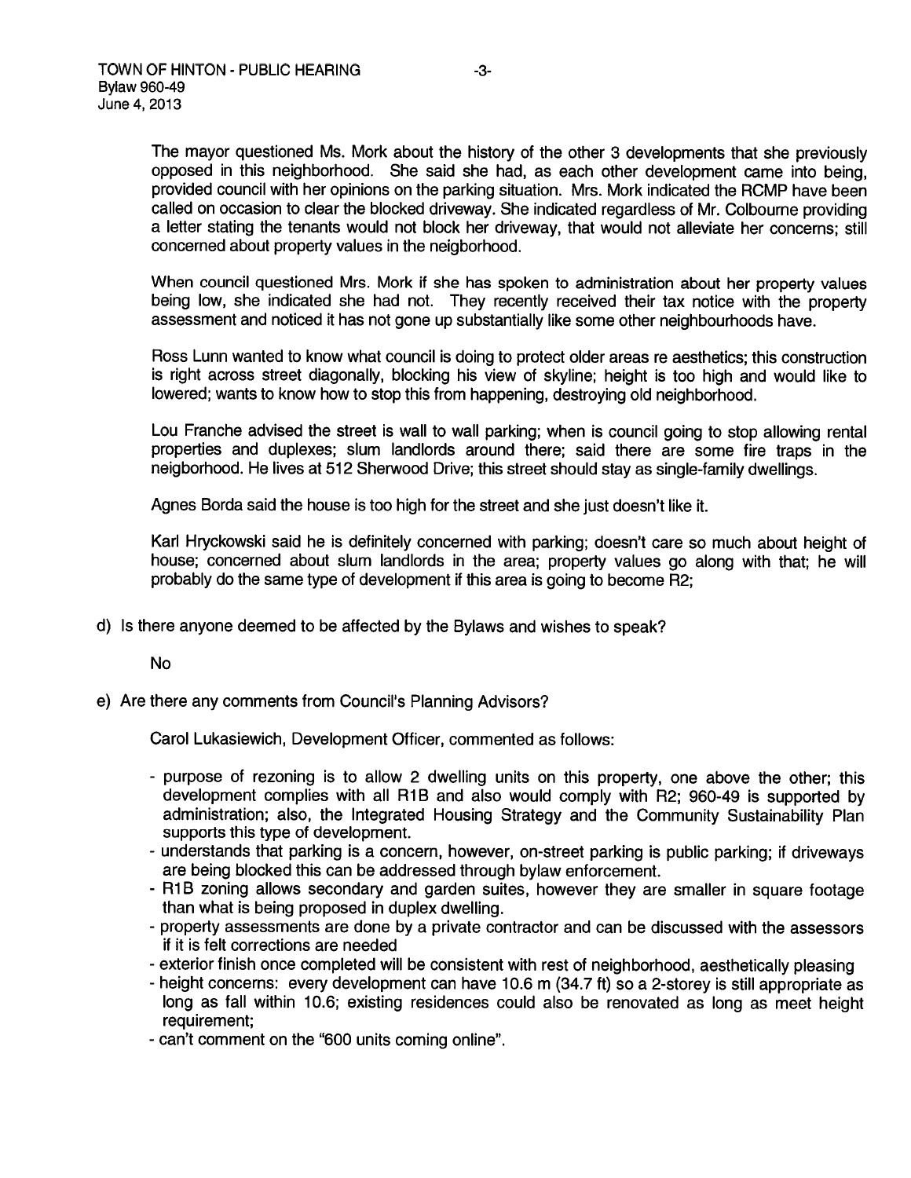The mayor questioned Ms. Mork about the history of the other 3 developments that she previously opposed in this neighborhood. She said she had, as each other development came into being, provided council with her opinions on the parking situation. Mrs. Mork indicated the RCMP have been called on occasion to clear the blocked driveway. She indicated regardless of Mr. Colbourne providing a letter stating the tenants would not block her driveway, that would not alleviate her concerns; still concerned about property values in the neigborhood.

When council questioned Mrs. Mork if she has spoken to administration about her property values being low, she indicated she had not. They recently received their tax notice with the property assessment and noticed it has not gone up substantially like some other neighbourhoods have.

Ross Lunn wanted to know what council is doing to protect older areas re aesthetics; this construction is right across street diagonally, blocking his view of skyline; height is too high and would like to lowered; wants to know how to stop this from happening, destroying old neighborhood.

Lou Franche advised the street is wall to wall parking; when is council going to stop allowing rental properties and duplexes; slum landlords around there; said there are some fire traps in the neigborhood. He lives at 512 Sherwood Drive; this street should stay as single-family dwellings.

Agnes Borda said the house is too high for the street and she just doesn't like it.

Karl Hryckowski said he is definitely concerned with parking; doesn't care so much about height of house; concerned about slum landlords in the area; property values go along with that; he will probably do the same type of development if this area is going to become R2;

d) Is there anyone deemed to be affected by the Bylaws and wishes to speak?

No

e) Are there any comments from Council's Planning Advisors?

Carol Lukasiewich, Development Officer, commented as follows:

- purpose of rezoning is to allow 2 dwelling units on this property, one above the other; this development complies with all R1B and also would comply with R2; 960-49 is supported by administration; also, the Integrated Housing Strategy and the Community Sustainability Plan supports this type of development.
- understands that parking is a concern, however, on-street parking is public parking; if driveways are being blocked this can be addressed through bylaw enforcement.
- R1B zoning allows secondary and garden suites, however they are smaller in square footage than what is being proposed in duplex dwelling.
- property assessments are done by a private contractor and can be discussed with the assessors if it is felt corrections are needed
- exterior finish once completed will be consistent with rest of neighborhood, aesthetically pleasing
- height concerns: every development can have 10.6 m (34.7 ft) so a 2-storey is still appropriate as long as fall within 10.6; existing residences could also be renovated as long as meet height requirement;
- can't comment on the "600 units coming online".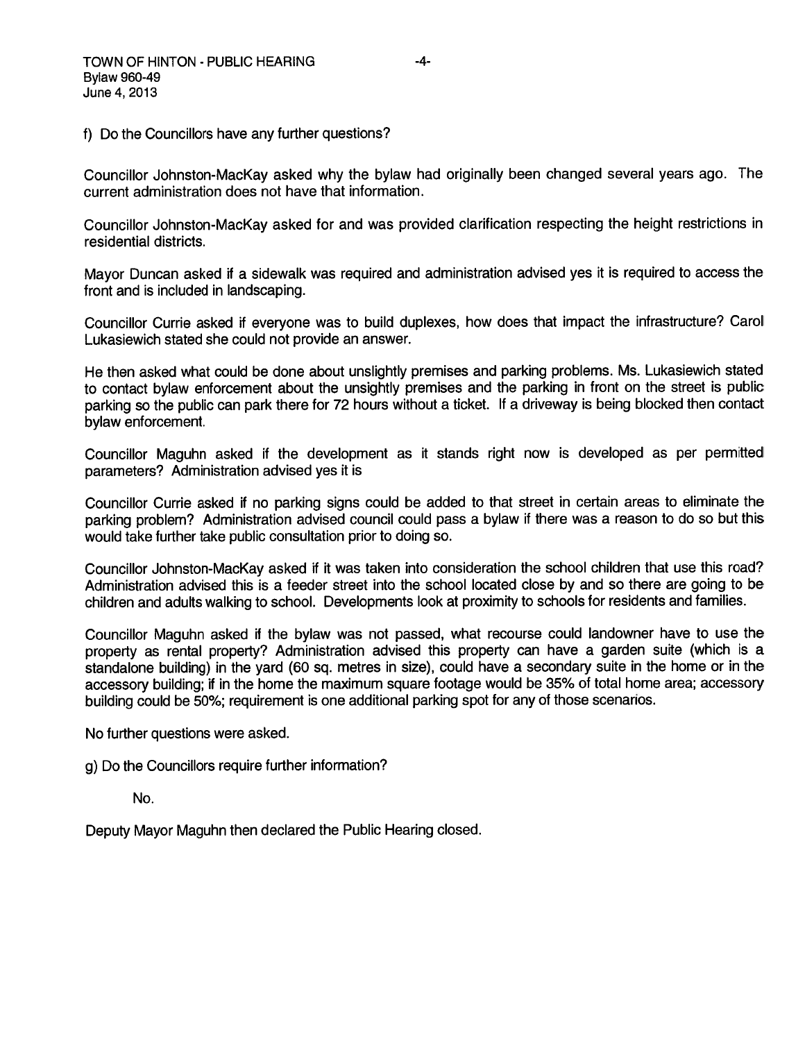f) Do the Councillors have any further questions?

Councillor Johnston-MacKay asked why the bylaw had originally been changed several years ago. The current administration does not have that information.

Councillor Johnston-MacKay asked for and was provided clarification respecting the height restrictions in residential districts.

Mayor Duncan asked if a sidewalk was required and administration advised yes it is required to access the front and is included in landscaping.

Councillor Currie asked if everyone was to build duplexes, how does that impact the infrastructure? Carol Lukasiewich stated she could not provide an answer.

He then asked what could be done about unslightly premises and parking problems. Ms. Lukasiewich stated to contact bylaw enforcement about the unsightly premises and the parking in front on the street is public parking so the public can park there for 72 hours without a ticket. If a driveway is being blocked then contact bylaw enforcement.

Councillor Maguhn asked if the development as it stands right now is developed as per permitted parameters? Administration advised yes it is

Councillor Currie asked if no parking signs could be added to that street in certain areas to eliminate the parking problem? Administration advised council could pass a bylaw if there was a reason to do so but this would take further take public consultation prior to doing so.

Councillor Johnston-MacKay asked if it was taken into consideration the school children that use this road? Administration advised this is a feeder street into the school located close by and so there are going to be children and adults walking to school. Developments look at proximity to schools for residents and families.

Councillor Maguhn asked if the bylaw was not passed, what recourse could landowner have to use the property as rental property? Administration advised this property can have a garden suite (which is a standalone building) in the yard (60 sq. metres in size), could have a secondary suite in the home or in the accessory building; if in the home the maximum square footage would be 35% of total home area; accessory building could be 50%; requirement is one additional parking spot for any of those scenarios.

No further questions were asked.

g) Do the Councillors require further information?

No.

Deputy Mayor Maguhn then declared the Public Hearing closed.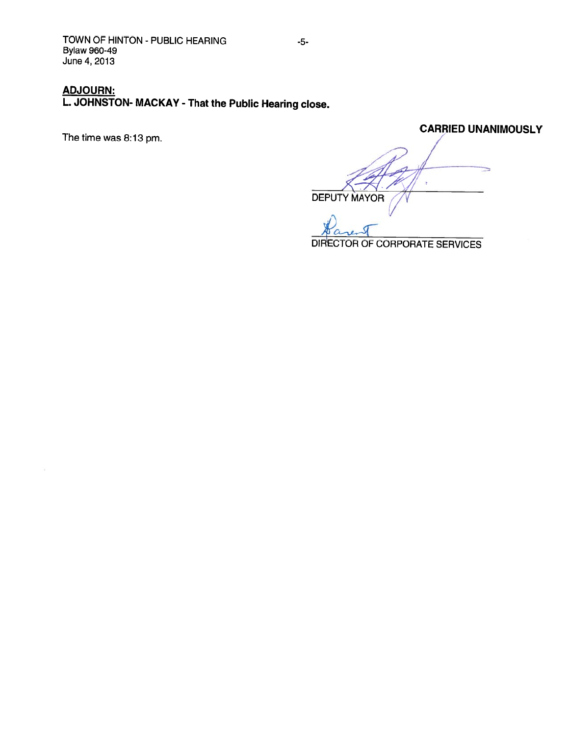**ADJOURN:**

**L. JOHNSTON- MACKAY - That the Public Hearing close.**

**CARRIED UNANIMOUSLY**

The time was 8:13 pm.

DEPUTY MAYOR

DIRECTOR OF CORPORATE SERVICES